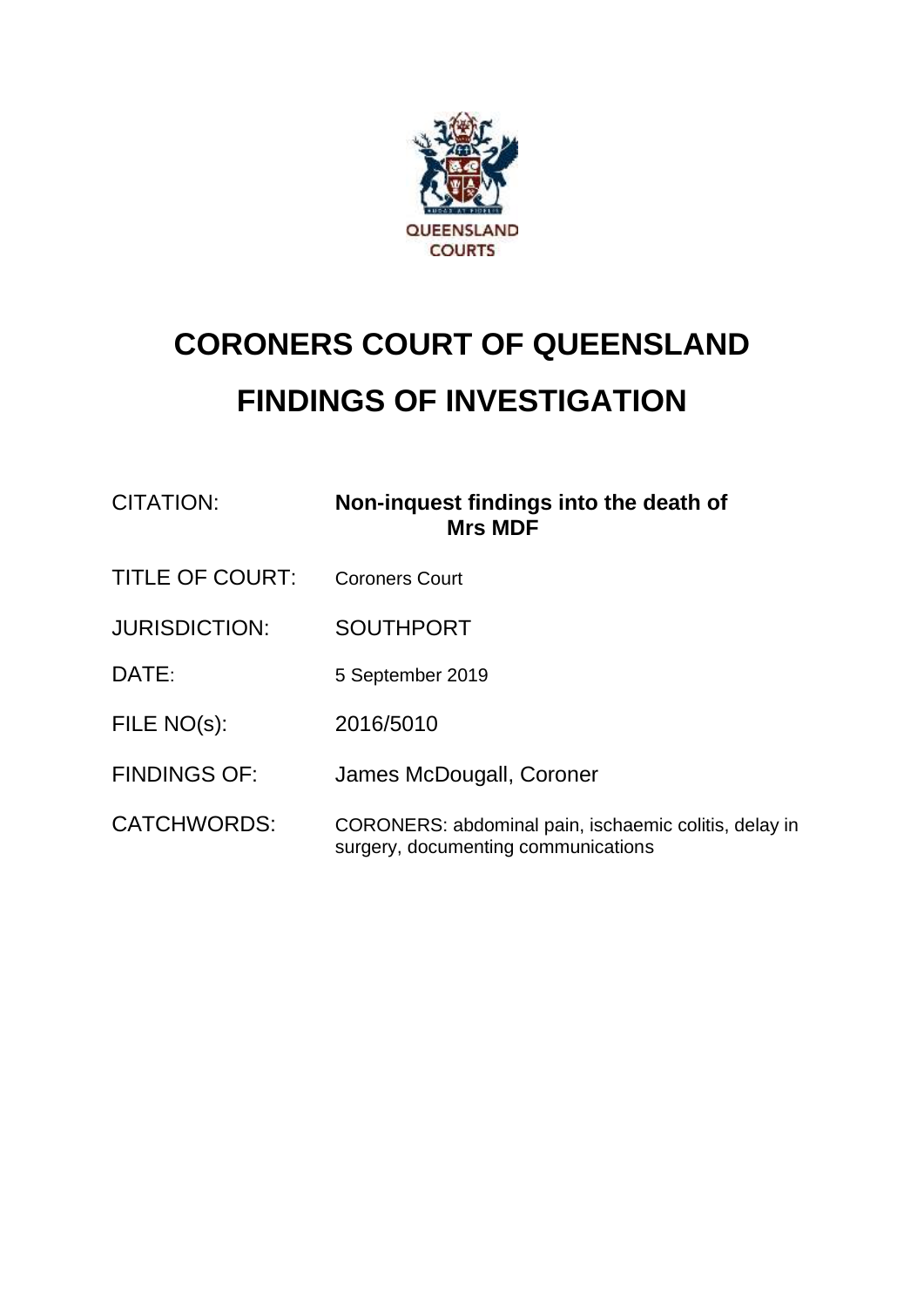QUEENSLAND COURTS

# CORONERS COURT OF QUEENSLAND

# FINDINGS OF INVESTIGATION

| | |
|---|---|
| CITATION: | **Non-inquest findings into the death of Mrs MDF** |
| TITLE OF COURT: | Coroners Court |
| JURISDICTION: | SOUTHPORT |
| DATE: | 5 September 2019 |
| FILE NO(s): | 2016/5010 |
| FINDINGS OF: | James McDougall, Coroner |
| CATCHWORDS: | CORONERS: abdominal pain, ischaemic colitis, delay in surgery, documenting communications |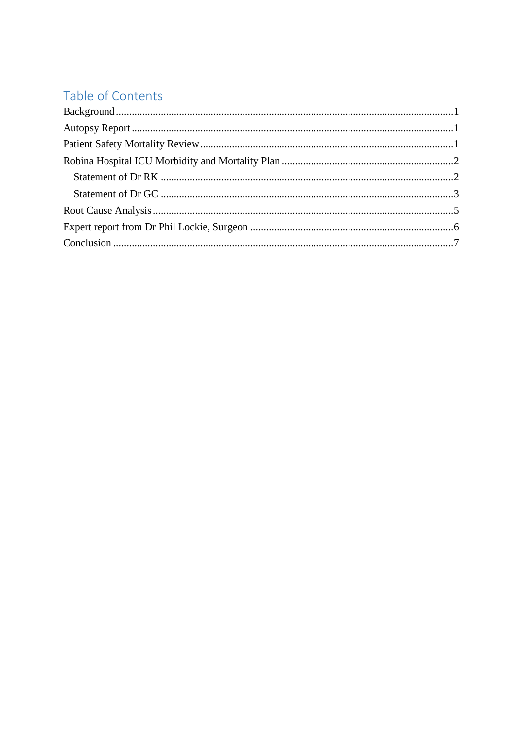# Table of Contents

Background .......................................................... 1
Autopsy Report .......................................................... 1
Patient Safety Mortality Review .......................................................... 1
Robina Hospital ICU Morbidity and Mortality Plan .......................................................... 2
  Statement of Dr RK .......................................................... 2
  Statement of Dr GC .......................................................... 3
Root Cause Analysis .......................................................... 5
Expert report from Dr Phil Lockie, Surgeon .......................................................... 6
Conclusion .......................................................... 7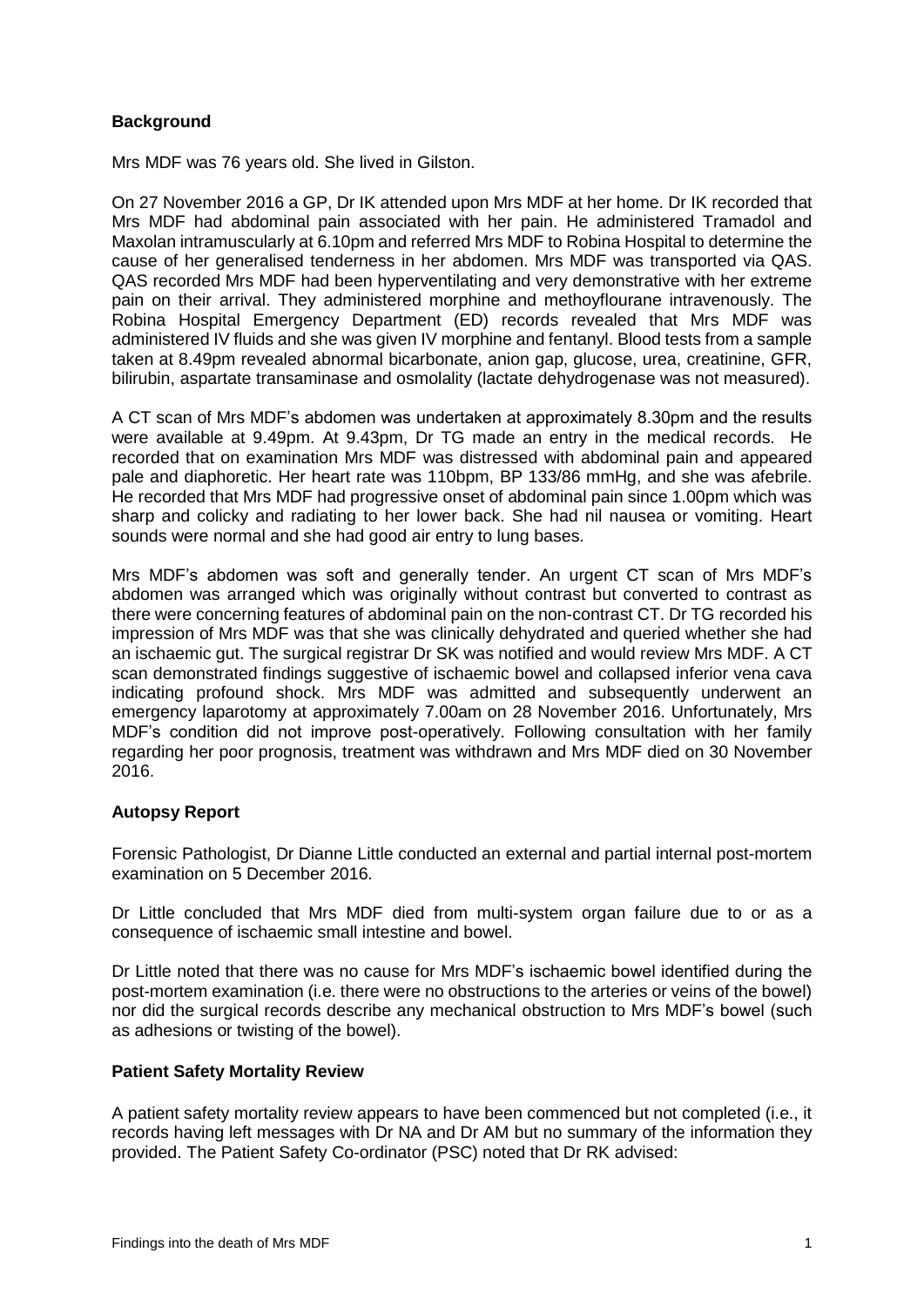## Background

Mrs MDF was 76 years old. She lived in Gilston.

On 27 November 2016 a GP, Dr IK attended upon Mrs MDF at her home. Dr IK recorded that Mrs MDF had abdominal pain associated with her pain. He administered Tramadol and Maxolan intramuscularly at 6.10pm and referred Mrs MDF to Robina Hospital to determine the cause of her generalised tenderness in her abdomen. Mrs MDF was transported via QAS. QAS recorded Mrs MDF had been hyperventilating and very demonstrative with her extreme pain on their arrival. They administered morphine and methoyflourane intravenously. The Robina Hospital Emergency Department (ED) records revealed that Mrs MDF was administered IV fluids and she was given IV morphine and fentanyl. Blood tests from a sample taken at 8.49pm revealed abnormal bicarbonate, anion gap, glucose, urea, creatinine, GFR, bilirubin, aspartate transaminase and osmolality (lactate dehydrogenase was not measured).

A CT scan of Mrs MDF's abdomen was undertaken at approximately 8.30pm and the results were available at 9.49pm. At 9.43pm, Dr TG made an entry in the medical records. He recorded that on examination Mrs MDF was distressed with abdominal pain and appeared pale and diaphoretic. Her heart rate was 110bpm, BP 133/86 mmHg, and she was afebrile. He recorded that Mrs MDF had progressive onset of abdominal pain since 1.00pm which was sharp and colicky and radiating to her lower back. She had nil nausea or vomiting. Heart sounds were normal and she had good air entry to lung bases.

Mrs MDF's abdomen was soft and generally tender. An urgent CT scan of Mrs MDF's abdomen was arranged which was originally without contrast but converted to contrast as there were concerning features of abdominal pain on the non-contrast CT. Dr TG recorded his impression of Mrs MDF was that she was clinically dehydrated and queried whether she had an ischaemic gut. The surgical registrar Dr SK was notified and would review Mrs MDF. A CT scan demonstrated findings suggestive of ischaemic bowel and collapsed inferior vena cava indicating profound shock. Mrs MDF was admitted and subsequently underwent an emergency laparotomy at approximately 7.00am on 28 November 2016. Unfortunately, Mrs MDF's condition did not improve post-operatively. Following consultation with her family regarding her poor prognosis, treatment was withdrawn and Mrs MDF died on 30 November 2016.

## Autopsy Report

Forensic Pathologist, Dr Dianne Little conducted an external and partial internal post-mortem examination on 5 December 2016.

Dr Little concluded that Mrs MDF died from multi-system organ failure due to or as a consequence of ischaemic small intestine and bowel.

Dr Little noted that there was no cause for Mrs MDF's ischaemic bowel identified during the post-mortem examination (i.e. there were no obstructions to the arteries or veins of the bowel) nor did the surgical records describe any mechanical obstruction to Mrs MDF's bowel (such as adhesions or twisting of the bowel).

## Patient Safety Mortality Review

A patient safety mortality review appears to have been commenced but not completed (i.e., it records having left messages with Dr NA and Dr AM but no summary of the information they provided. The Patient Safety Co-ordinator (PSC) noted that Dr RK advised: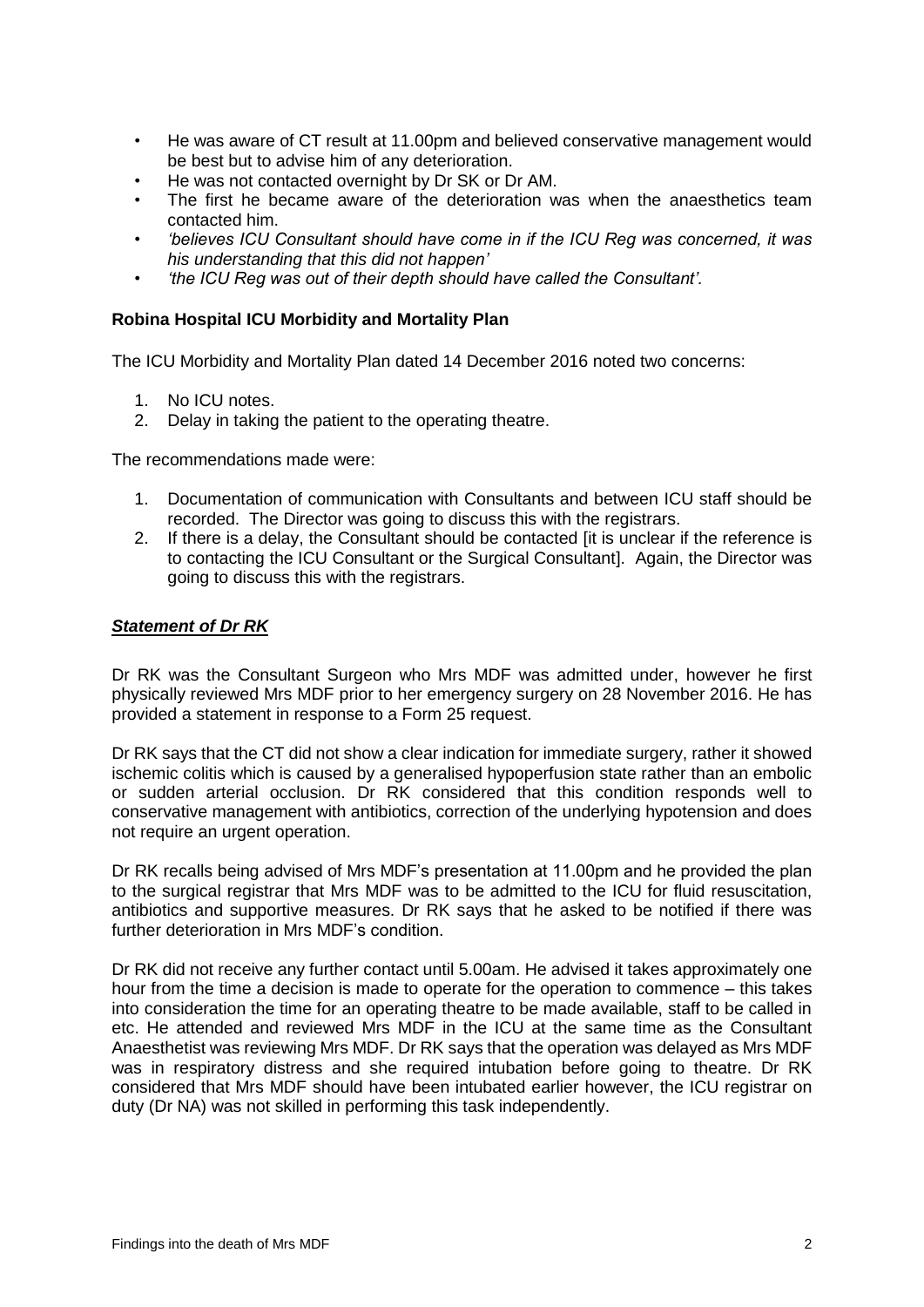- He was aware of CT result at 11.00pm and believed conservative management would be best but to advise him of any deterioration.
- He was not contacted overnight by Dr SK or Dr AM.
- The first he became aware of the deterioration was when the anaesthetics team contacted him.
- *'believes ICU Consultant should have come in if the ICU Reg was concerned, it was his understanding that this did not happen'*
- *'the ICU Reg was out of their depth should have called the Consultant'.*

**Robina Hospital ICU Morbidity and Mortality Plan**

The ICU Morbidity and Mortality Plan dated 14 December 2016 noted two concerns:

1. No ICU notes.
2. Delay in taking the patient to the operating theatre.

The recommendations made were:

1. Documentation of communication with Consultants and between ICU staff should be recorded. The Director was going to discuss this with the registrars.
2. If there is a delay, the Consultant should be contacted [it is unclear if the reference is to contacting the ICU Consultant or the Surgical Consultant]. Again, the Director was going to discuss this with the registrars.

***Statement of Dr RK***

Dr RK was the Consultant Surgeon who Mrs MDF was admitted under, however he first physically reviewed Mrs MDF prior to her emergency surgery on 28 November 2016. He has provided a statement in response to a Form 25 request.

Dr RK says that the CT did not show a clear indication for immediate surgery, rather it showed ischemic colitis which is caused by a generalised hypoperfusion state rather than an embolic or sudden arterial occlusion. Dr RK considered that this condition responds well to conservative management with antibiotics, correction of the underlying hypotension and does not require an urgent operation.

Dr RK recalls being advised of Mrs MDF's presentation at 11.00pm and he provided the plan to the surgical registrar that Mrs MDF was to be admitted to the ICU for fluid resuscitation, antibiotics and supportive measures. Dr RK says that he asked to be notified if there was further deterioration in Mrs MDF's condition.

Dr RK did not receive any further contact until 5.00am. He advised it takes approximately one hour from the time a decision is made to operate for the operation to commence – this takes into consideration the time for an operating theatre to be made available, staff to be called in etc. He attended and reviewed Mrs MDF in the ICU at the same time as the Consultant Anaesthetist was reviewing Mrs MDF. Dr RK says that the operation was delayed as Mrs MDF was in respiratory distress and she required intubation before going to theatre. Dr RK considered that Mrs MDF should have been intubated earlier however, the ICU registrar on duty (Dr NA) was not skilled in performing this task independently.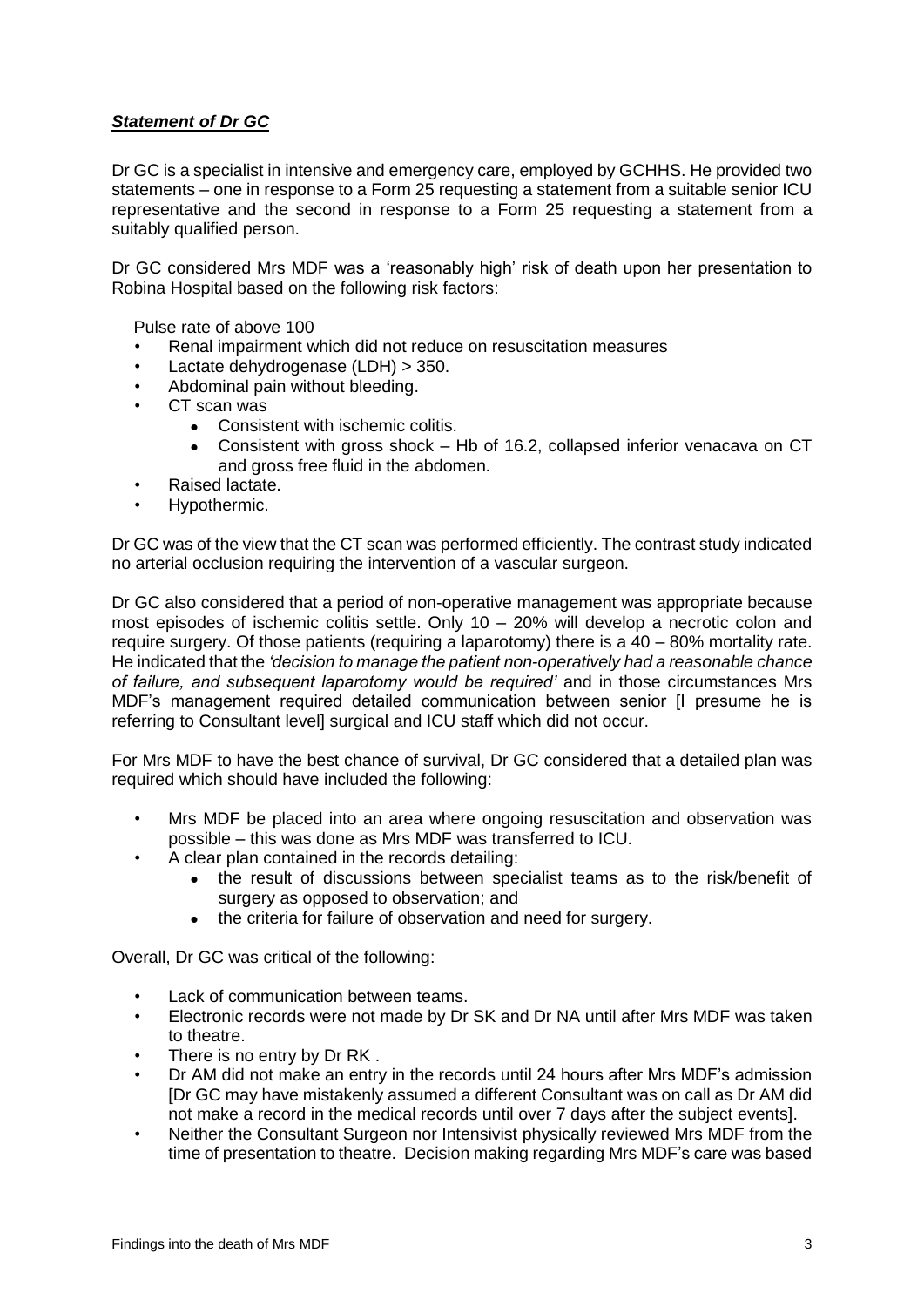### ***Statement of Dr GC***

Dr GC is a specialist in intensive and emergency care, employed by GCHHS. He provided two statements – one in response to a Form 25 requesting a statement from a suitable senior ICU representative and the second in response to a Form 25 requesting a statement from a suitably qualified person.

Dr GC considered Mrs MDF was a 'reasonably high' risk of death upon her presentation to Robina Hospital based on the following risk factors:

Pulse rate of above 100

- Renal impairment which did not reduce on resuscitation measures
- Lactate dehydrogenase (LDH) > 350.
- Abdominal pain without bleeding.
- CT scan was
  - Consistent with ischemic colitis.
  - Consistent with gross shock – Hb of 16.2, collapsed inferior venacava on CT and gross free fluid in the abdomen.
- Raised lactate.
- Hypothermic.

Dr GC was of the view that the CT scan was performed efficiently. The contrast study indicated no arterial occlusion requiring the intervention of a vascular surgeon.

Dr GC also considered that a period of non-operative management was appropriate because most episodes of ischemic colitis settle. Only 10 – 20% will develop a necrotic colon and require surgery. Of those patients (requiring a laparotomy) there is a 40 – 80% mortality rate. He indicated that the *'decision to manage the patient non-operatively had a reasonable chance of failure, and subsequent laparotomy would be required'* and in those circumstances Mrs MDF's management required detailed communication between senior [I presume he is referring to Consultant level] surgical and ICU staff which did not occur.

For Mrs MDF to have the best chance of survival, Dr GC considered that a detailed plan was required which should have included the following:

- Mrs MDF be placed into an area where ongoing resuscitation and observation was possible – this was done as Mrs MDF was transferred to ICU.
- A clear plan contained in the records detailing:
  - the result of discussions between specialist teams as to the risk/benefit of surgery as opposed to observation; and
  - the criteria for failure of observation and need for surgery.

Overall, Dr GC was critical of the following:

- Lack of communication between teams.
- Electronic records were not made by Dr SK and Dr NA until after Mrs MDF was taken to theatre.
- There is no entry by Dr RK .
- Dr AM did not make an entry in the records until 24 hours after Mrs MDF's admission [Dr GC may have mistakenly assumed a different Consultant was on call as Dr AM did not make a record in the medical records until over 7 days after the subject events].
- Neither the Consultant Surgeon nor Intensivist physically reviewed Mrs MDF from the time of presentation to theatre. Decision making regarding Mrs MDF's care was based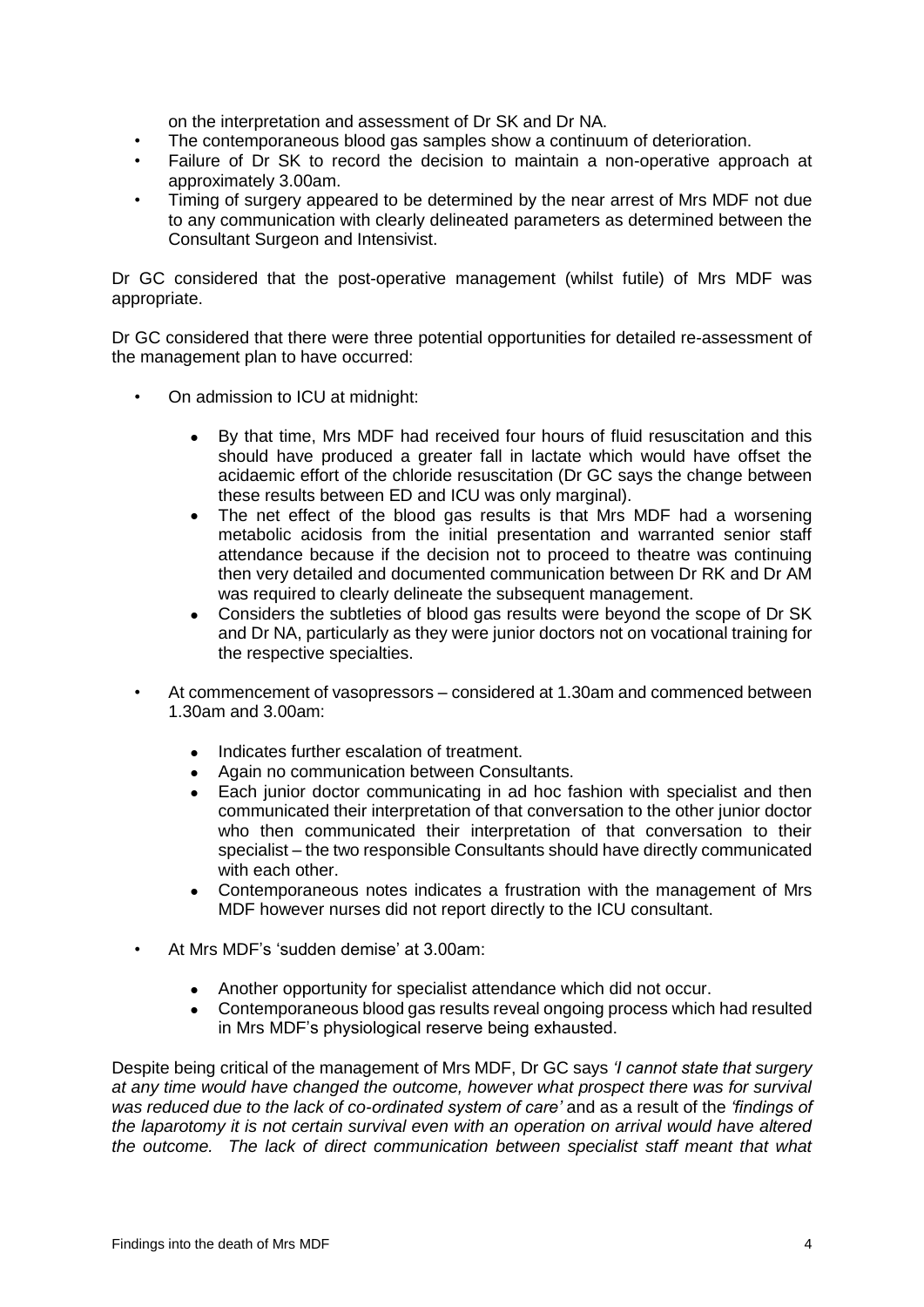on the interpretation and assessment of Dr SK and Dr NA.

- The contemporaneous blood gas samples show a continuum of deterioration.
- Failure of Dr SK to record the decision to maintain a non-operative approach at approximately 3.00am.
- Timing of surgery appeared to be determined by the near arrest of Mrs MDF not due to any communication with clearly delineated parameters as determined between the Consultant Surgeon and Intensivist.

Dr GC considered that the post-operative management (whilst futile) of Mrs MDF was appropriate.

Dr GC considered that there were three potential opportunities for detailed re-assessment of the management plan to have occurred:

- On admission to ICU at midnight:
  - By that time, Mrs MDF had received four hours of fluid resuscitation and this should have produced a greater fall in lactate which would have offset the acidaemic effort of the chloride resuscitation (Dr GC says the change between these results between ED and ICU was only marginal).
  - The net effect of the blood gas results is that Mrs MDF had a worsening metabolic acidosis from the initial presentation and warranted senior staff attendance because if the decision not to proceed to theatre was continuing then very detailed and documented communication between Dr RK and Dr AM was required to clearly delineate the subsequent management.
  - Considers the subtleties of blood gas results were beyond the scope of Dr SK and Dr NA, particularly as they were junior doctors not on vocational training for the respective specialties.
- At commencement of vasopressors – considered at 1.30am and commenced between 1.30am and 3.00am:
  - Indicates further escalation of treatment.
  - Again no communication between Consultants.
  - Each junior doctor communicating in ad hoc fashion with specialist and then communicated their interpretation of that conversation to the other junior doctor who then communicated their interpretation of that conversation to their specialist – the two responsible Consultants should have directly communicated with each other.
  - Contemporaneous notes indicates a frustration with the management of Mrs MDF however nurses did not report directly to the ICU consultant.
- At Mrs MDF's 'sudden demise' at 3.00am:
  - Another opportunity for specialist attendance which did not occur.
  - Contemporaneous blood gas results reveal ongoing process which had resulted in Mrs MDF's physiological reserve being exhausted.

Despite being critical of the management of Mrs MDF, Dr GC says *'I cannot state that surgery at any time would have changed the outcome, however what prospect there was for survival was reduced due to the lack of co-ordinated system of care'* and as a result of the *'findings of the laparotomy it is not certain survival even with an operation on arrival would have altered the outcome. The lack of direct communication between specialist staff meant that what*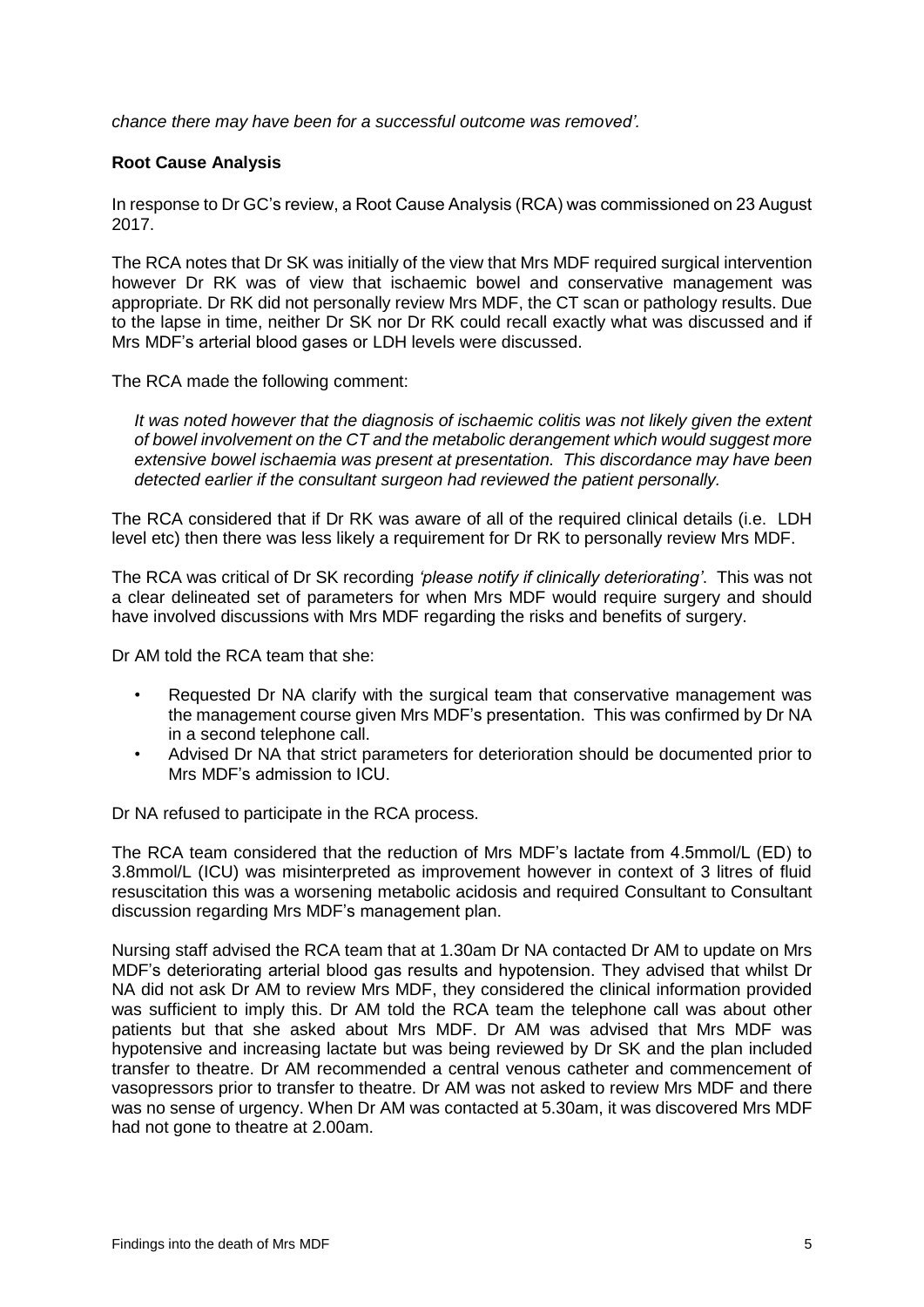*chance there may have been for a successful outcome was removed'.*

**Root Cause Analysis**

In response to Dr GC's review, a Root Cause Analysis (RCA) was commissioned on 23 August 2017.

The RCA notes that Dr SK was initially of the view that Mrs MDF required surgical intervention however Dr RK was of view that ischaemic bowel and conservative management was appropriate. Dr RK did not personally review Mrs MDF, the CT scan or pathology results. Due to the lapse in time, neither Dr SK nor Dr RK could recall exactly what was discussed and if Mrs MDF's arterial blood gases or LDH levels were discussed.

The RCA made the following comment:

> *It was noted however that the diagnosis of ischaemic colitis was not likely given the extent of bowel involvement on the CT and the metabolic derangement which would suggest more extensive bowel ischaemia was present at presentation. This discordance may have been detected earlier if the consultant surgeon had reviewed the patient personally.*

The RCA considered that if Dr RK was aware of all of the required clinical details (i.e. LDH level etc) then there was less likely a requirement for Dr RK to personally review Mrs MDF.

The RCA was critical of Dr SK recording *'please notify if clinically deteriorating'*. This was not a clear delineated set of parameters for when Mrs MDF would require surgery and should have involved discussions with Mrs MDF regarding the risks and benefits of surgery.

Dr AM told the RCA team that she:

- Requested Dr NA clarify with the surgical team that conservative management was the management course given Mrs MDF's presentation. This was confirmed by Dr NA in a second telephone call.
- Advised Dr NA that strict parameters for deterioration should be documented prior to Mrs MDF's admission to ICU.

Dr NA refused to participate in the RCA process.

The RCA team considered that the reduction of Mrs MDF's lactate from 4.5mmol/L (ED) to 3.8mmol/L (ICU) was misinterpreted as improvement however in context of 3 litres of fluid resuscitation this was a worsening metabolic acidosis and required Consultant to Consultant discussion regarding Mrs MDF's management plan.

Nursing staff advised the RCA team that at 1.30am Dr NA contacted Dr AM to update on Mrs MDF's deteriorating arterial blood gas results and hypotension. They advised that whilst Dr NA did not ask Dr AM to review Mrs MDF, they considered the clinical information provided was sufficient to imply this. Dr AM told the RCA team the telephone call was about other patients but that she asked about Mrs MDF. Dr AM was advised that Mrs MDF was hypotensive and increasing lactate but was being reviewed by Dr SK and the plan included transfer to theatre. Dr AM recommended a central venous catheter and commencement of vasopressors prior to transfer to theatre. Dr AM was not asked to review Mrs MDF and there was no sense of urgency. When Dr AM was contacted at 5.30am, it was discovered Mrs MDF had not gone to theatre at 2.00am.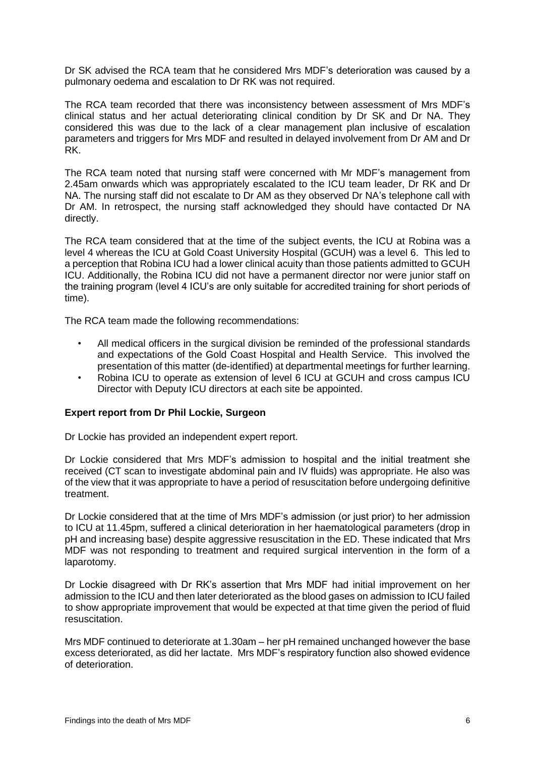Dr SK advised the RCA team that he considered Mrs MDF's deterioration was caused by a pulmonary oedema and escalation to Dr RK was not required.

The RCA team recorded that there was inconsistency between assessment of Mrs MDF's clinical status and her actual deteriorating clinical condition by Dr SK and Dr NA. They considered this was due to the lack of a clear management plan inclusive of escalation parameters and triggers for Mrs MDF and resulted in delayed involvement from Dr AM and Dr RK.

The RCA team noted that nursing staff were concerned with Mr MDF's management from 2.45am onwards which was appropriately escalated to the ICU team leader, Dr RK and Dr NA. The nursing staff did not escalate to Dr AM as they observed Dr NA's telephone call with Dr AM. In retrospect, the nursing staff acknowledged they should have contacted Dr NA directly.

The RCA team considered that at the time of the subject events, the ICU at Robina was a level 4 whereas the ICU at Gold Coast University Hospital (GCUH) was a level 6. This led to a perception that Robina ICU had a lower clinical acuity than those patients admitted to GCUH ICU. Additionally, the Robina ICU did not have a permanent director nor were junior staff on the training program (level 4 ICU's are only suitable for accredited training for short periods of time).

The RCA team made the following recommendations:

- All medical officers in the surgical division be reminded of the professional standards and expectations of the Gold Coast Hospital and Health Service. This involved the presentation of this matter (de-identified) at departmental meetings for further learning.
- Robina ICU to operate as extension of level 6 ICU at GCUH and cross campus ICU Director with Deputy ICU directors at each site be appointed.

**Expert report from Dr Phil Lockie, Surgeon**

Dr Lockie has provided an independent expert report.

Dr Lockie considered that Mrs MDF's admission to hospital and the initial treatment she received (CT scan to investigate abdominal pain and IV fluids) was appropriate. He also was of the view that it was appropriate to have a period of resuscitation before undergoing definitive treatment.

Dr Lockie considered that at the time of Mrs MDF's admission (or just prior) to her admission to ICU at 11.45pm, suffered a clinical deterioration in her haematological parameters (drop in pH and increasing base) despite aggressive resuscitation in the ED. These indicated that Mrs MDF was not responding to treatment and required surgical intervention in the form of a laparotomy.

Dr Lockie disagreed with Dr RK's assertion that Mrs MDF had initial improvement on her admission to the ICU and then later deteriorated as the blood gases on admission to ICU failed to show appropriate improvement that would be expected at that time given the period of fluid resuscitation.

Mrs MDF continued to deteriorate at 1.30am – her pH remained unchanged however the base excess deteriorated, as did her lactate. Mrs MDF's respiratory function also showed evidence of deterioration.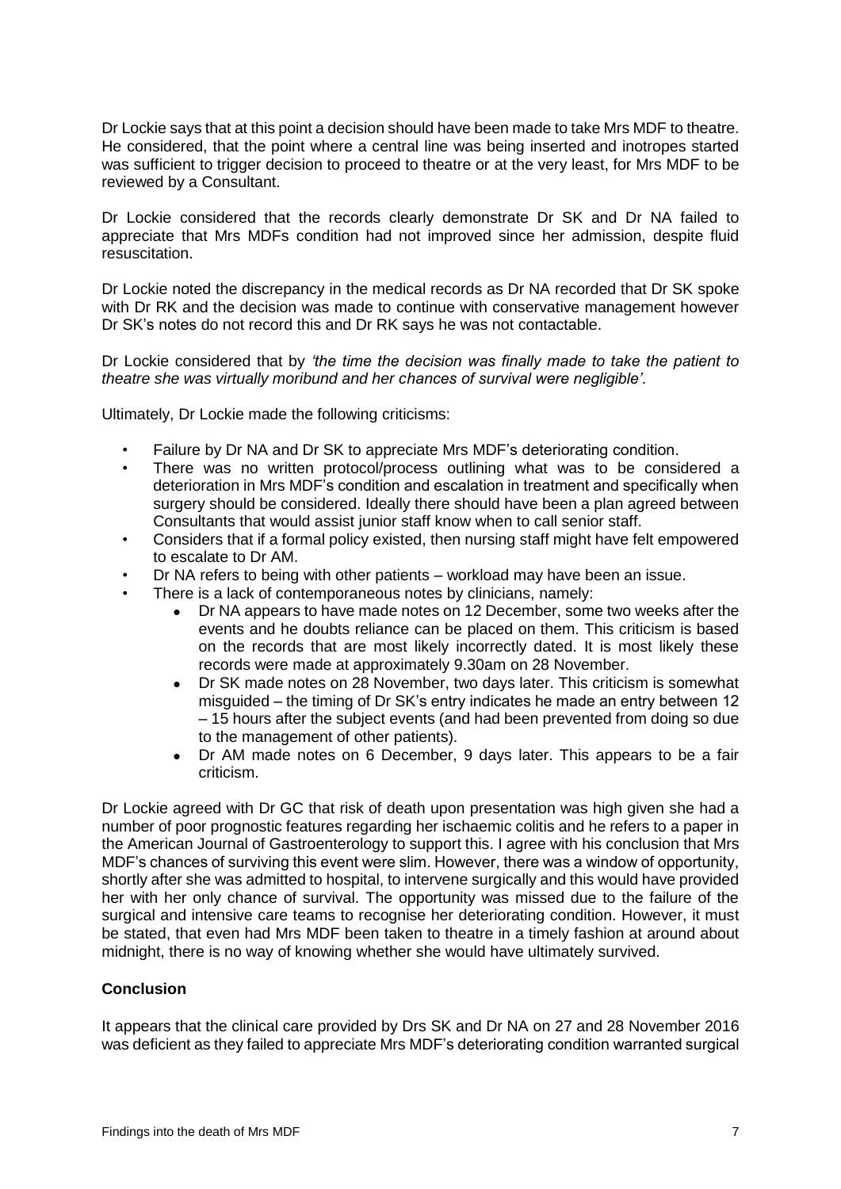Dr Lockie says that at this point a decision should have been made to take Mrs MDF to theatre. He considered, that the point where a central line was being inserted and inotropes started was sufficient to trigger decision to proceed to theatre or at the very least, for Mrs MDF to be reviewed by a Consultant.

Dr Lockie considered that the records clearly demonstrate Dr SK and Dr NA failed to appreciate that Mrs MDFs condition had not improved since her admission, despite fluid resuscitation.

Dr Lockie noted the discrepancy in the medical records as Dr NA recorded that Dr SK spoke with Dr RK and the decision was made to continue with conservative management however Dr SK's notes do not record this and Dr RK says he was not contactable.

Dr Lockie considered that by *'the time the decision was finally made to take the patient to theatre she was virtually moribund and her chances of survival were negligible'.*

Ultimately, Dr Lockie made the following criticisms:

- Failure by Dr NA and Dr SK to appreciate Mrs MDF's deteriorating condition.
- There was no written protocol/process outlining what was to be considered a deterioration in Mrs MDF's condition and escalation in treatment and specifically when surgery should be considered. Ideally there should have been a plan agreed between Consultants that would assist junior staff know when to call senior staff.
- Considers that if a formal policy existed, then nursing staff might have felt empowered to escalate to Dr AM.
- Dr NA refers to being with other patients – workload may have been an issue.
- There is a lack of contemporaneous notes by clinicians, namely:
    - Dr NA appears to have made notes on 12 December, some two weeks after the events and he doubts reliance can be placed on them. This criticism is based on the records that are most likely incorrectly dated. It is most likely these records were made at approximately 9.30am on 28 November.
    - Dr SK made notes on 28 November, two days later. This criticism is somewhat misguided – the timing of Dr SK's entry indicates he made an entry between 12 – 15 hours after the subject events (and had been prevented from doing so due to the management of other patients).
    - Dr AM made notes on 6 December, 9 days later. This appears to be a fair criticism.

Dr Lockie agreed with Dr GC that risk of death upon presentation was high given she had a number of poor prognostic features regarding her ischaemic colitis and he refers to a paper in the American Journal of Gastroenterology to support this. I agree with his conclusion that Mrs MDF's chances of surviving this event were slim. However, there was a window of opportunity, shortly after she was admitted to hospital, to intervene surgically and this would have provided her with her only chance of survival. The opportunity was missed due to the failure of the surgical and intensive care teams to recognise her deteriorating condition. However, it must be stated, that even had Mrs MDF been taken to theatre in a timely fashion at around about midnight, there is no way of knowing whether she would have ultimately survived.

## Conclusion

It appears that the clinical care provided by Drs SK and Dr NA on 27 and 28 November 2016 was deficient as they failed to appreciate Mrs MDF's deteriorating condition warranted surgical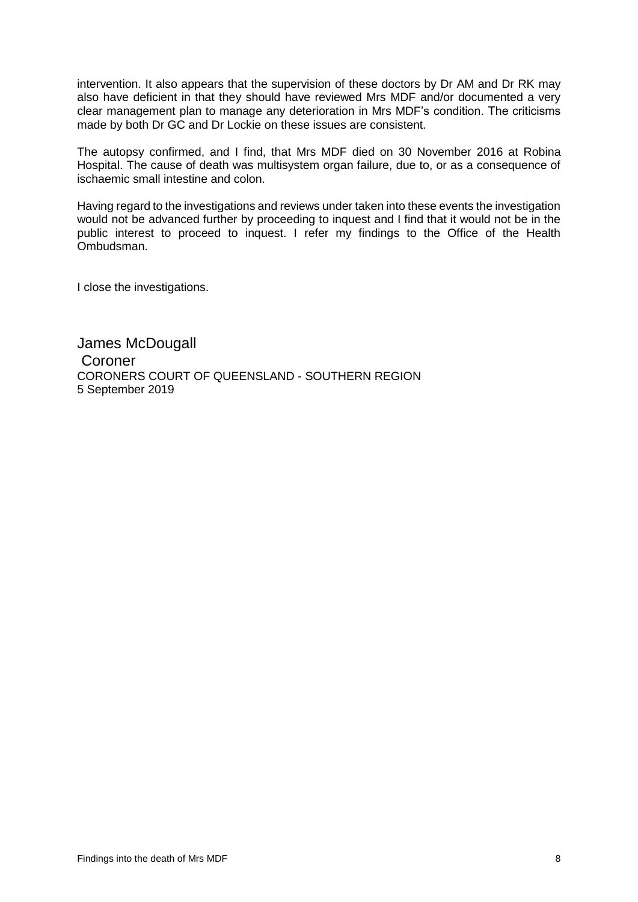intervention. It also appears that the supervision of these doctors by Dr AM and Dr RK may also have deficient in that they should have reviewed Mrs MDF and/or documented a very clear management plan to manage any deterioration in Mrs MDF's condition. The criticisms made by both Dr GC and Dr Lockie on these issues are consistent.

The autopsy confirmed, and I find, that Mrs MDF died on 30 November 2016 at Robina Hospital. The cause of death was multisystem organ failure, due to, or as a consequence of ischaemic small intestine and colon.

Having regard to the investigations and reviews under taken into these events the investigation would not be advanced further by proceeding to inquest and I find that it would not be in the public interest to proceed to inquest. I refer my findings to the Office of the Health Ombudsman.

I close the investigations.

James McDougall
Coroner
CORONERS COURT OF QUEENSLAND - SOUTHERN REGION
5 September 2019